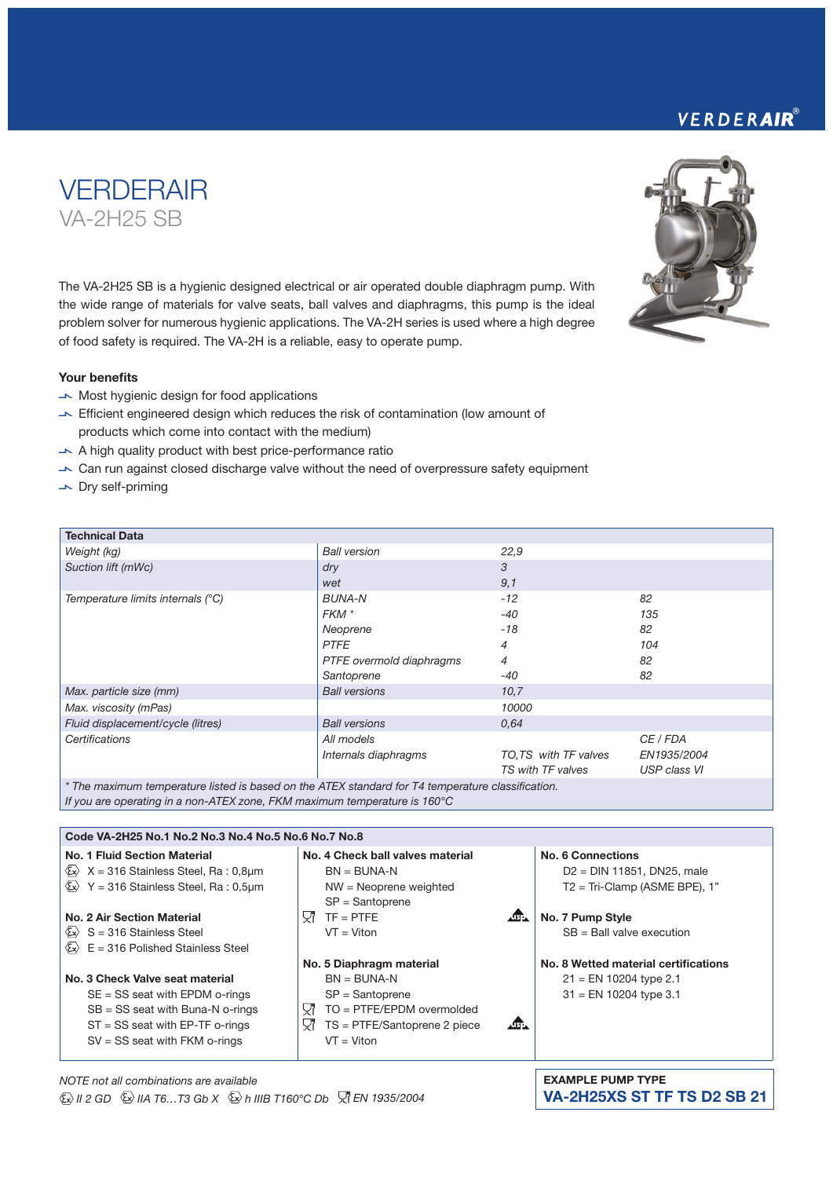# VERDERAIR

## VA-2H25 SB

The VA-2H25 SB is a hygienic designed electrical or air operated double diaphragm pump. With the wide range of materials for valve seats, ball valves and diaphragms, this pump is the ideal problem solver for numerous hygienic applications. The VA-2H series is used where a high degree of food safety is required. The VA-2H is a reliable, easy to operate pump.

### Your benefits

- Most hygienic design for food applications
- Efficient engineered design which reduces the risk of contamination (low amount of products which come into contact with the medium)
- A high quality product with best price-performance ratio
- Can run against closed discharge valve without the need of overpressure safety equipment
- Dry self-priming

| Technical Data | | | |
|---|---|---|---|
| *Weight (kg)* | *Ball version* | *22,9* | |
| *Suction lift (mWc)* | *dry* | *3* | |
| | *wet* | *9,1* | |
| *Temperature limits internals (°C)* | *BUNA-N* | *-12* | *82* |
| | *FKM ** | *-40* | *135* |
| | *Neoprene* | *-18* | *82* |
| | *PTFE* | *4* | *104* |
| | *PTFE overmold diaphragms* | *4* | *82* |
| | *Santoprene* | *-40* | *82* |
| *Max. particle size (mm)* | *Ball versions* | *10,7* | |
| *Max. viscosity (mPas)* | | *10000* | |
| *Fluid displacement/cycle (litres)* | *Ball versions* | *0,64* | |
| *Certifications* | *All models* | | *CE / FDA* |
| | *Internals diaphragms* | *TO,TS with TF valves* | *EN1935/2004* |
| | | *TS with TF valves* | *USP class VI* |

*\* The maximum temperature listed is based on the ATEX standard for T4 temperature classification. If you are operating in a non-ATEX zone, FKM maximum temperature is 160°C*

### Code VA-2H25 No.1 No.2 No.3 No.4 No.5 No.6 No.7 No.8

**No. 1 Fluid Section Material**
- X = 316 Stainless Steel, Ra : 0,8µm (Ex)
- Y = 316 Stainless Steel, Ra : 0,5µm (Ex)

**No. 2 Air Section Material**
- S = 316 Stainless Steel (Ex)
- E = 316 Polished Stainless Steel (Ex)

**No. 3 Check Valve seat material**
- SE = SS seat with EPDM o-rings
- SB = SS seat with Buna-N o-rings
- ST = SS seat with EP-TF o-rings
- SV = SS seat with FKM o-rings

**No. 4 Check ball valves material**
- BN = BUNA-N
- NW = Neoprene weighted
- SP = Santoprene
- TF = PTFE (EN 1935/2004, USP)
- VT = Viton

**No. 5 Diaphragm material**
- BN = BUNA-N
- SP = Santoprene
- TO = PTFE/EPDM overmolded (EN 1935/2004)
- TS = PTFE/Santoprene 2 piece (EN 1935/2004, USP)
- VT = Viton

**No. 6 Connections**
- D2 = DIN 11851, DN25, male
- T2 = Tri-Clamp (ASME BPE), 1"

**No. 7 Pump Style**
- SB = Ball valve execution

**No. 8 Wetted material certifications**
- 21 = EN 10204 type 2.1
- 31 = EN 10204 type 3.1

*NOTE not all combinations are available*

*(Ex) II 2 GD (Ex) IIA T6…T3 Gb X (Ex) h IIIB T160°C Db EN 1935/2004*

**EXAMPLE PUMP TYPE**
**VA-2H25XS ST TF TS D2 SB 21**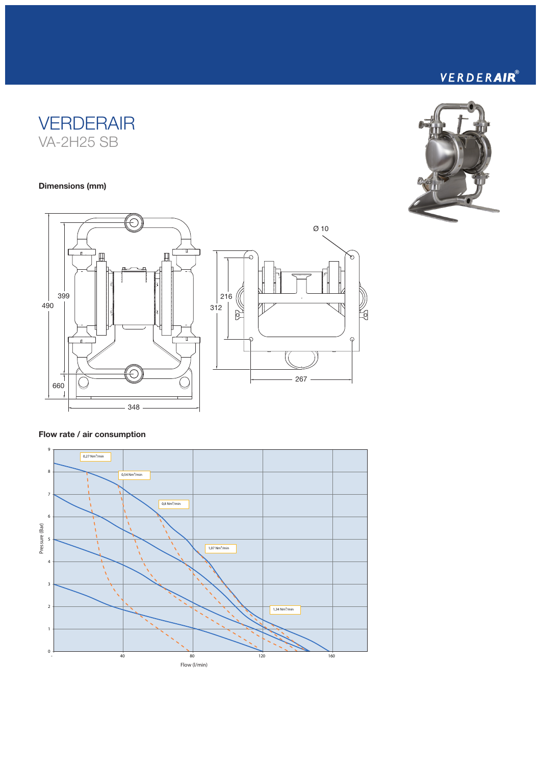# VERDERAIR

## VA-2H25 SB

### Dimensions (mm)

399
490
660
348
216
312
267
Ø 10

### Flow rate / air consumption

0,27 Nm³/min
0,54 Nm³/min
0,8 Nm³/min
1,07 Nm³/min
1,34 Nm³/min

Pressure (Bar)
0
1
2
3
4
5
6
7
8
9

Flow (l/min)
-
40
80
120
160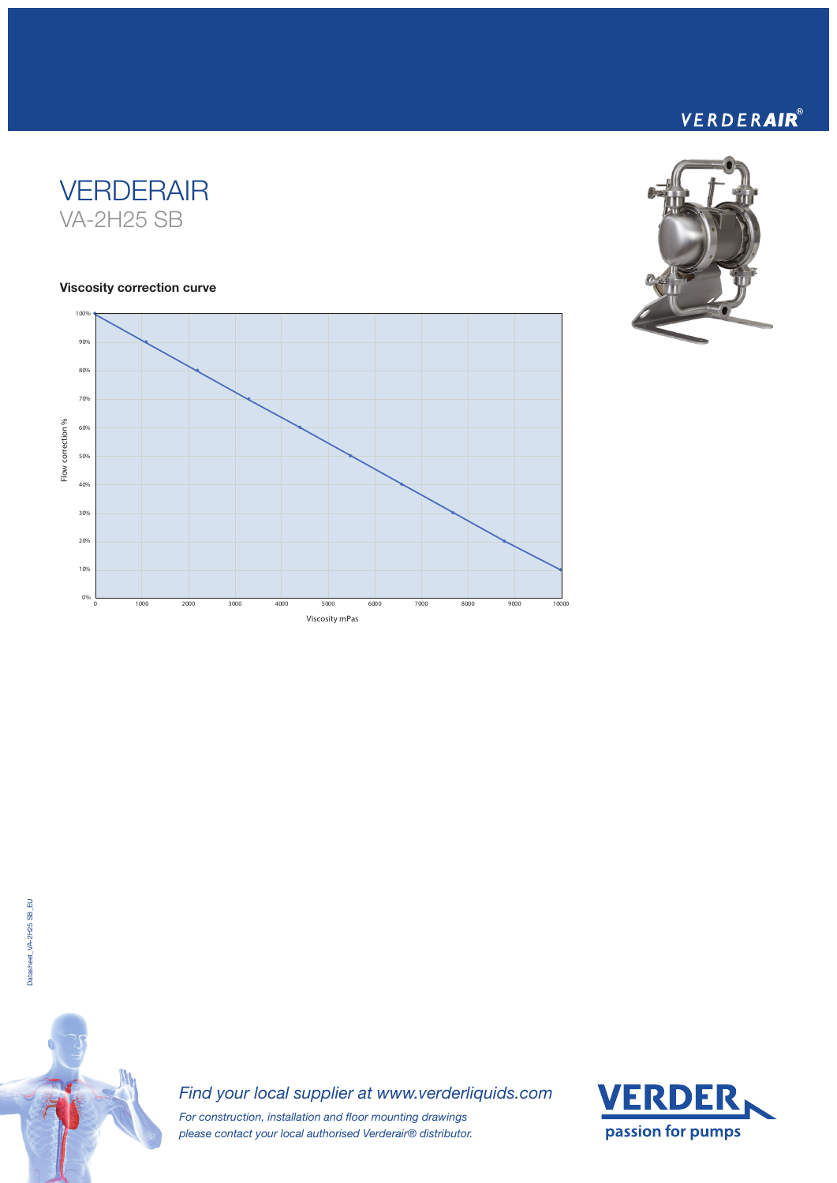# VERDERAIR

## VA-2H25 SB

### Viscosity correction curve

Flow correction %

100%
90%
80%
70%
60%
50%
40%
30%
20%
10%
0%

0
1000
2000
3000
4000
5000
6000
7000
8000
9000
10000

Viscosity mPas

Datasheet_VA-2H25 SB_EU

*Find your local supplier at www.verderliquids.com*

*For construction, installation and floor mounting drawings please contact your local authorised Verderair® distributor.*

VERDER
passion for pumps